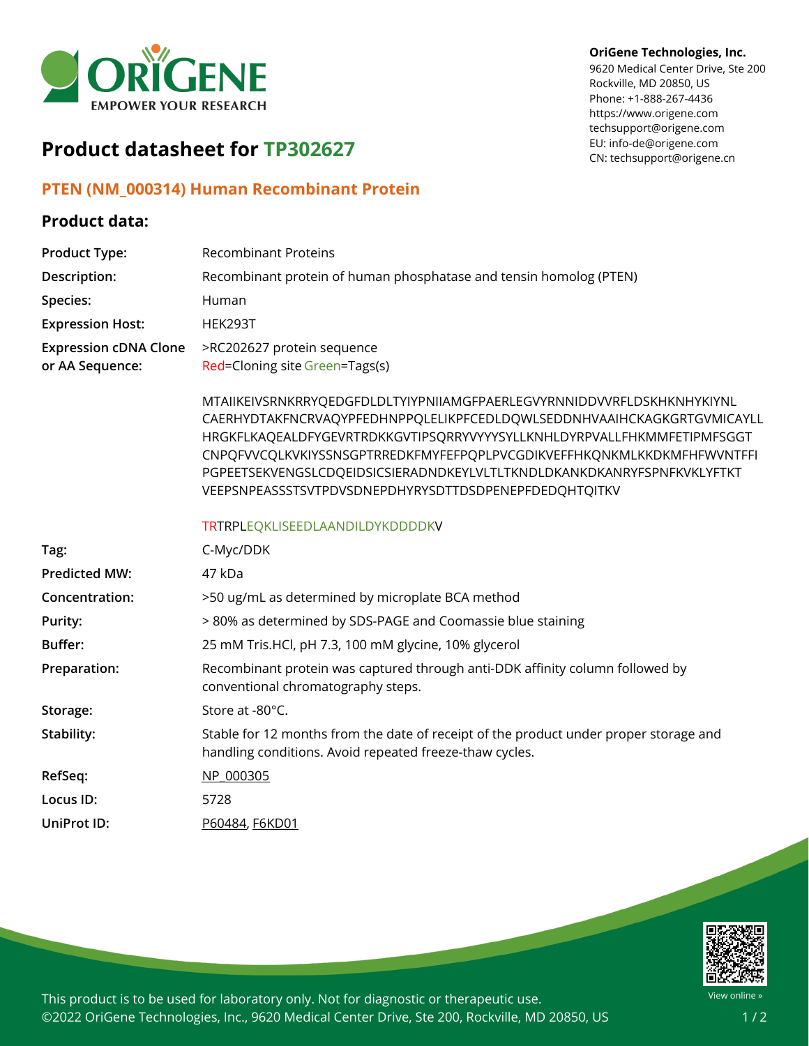OriGene Technologies, Inc.
9620 Medical Center Drive, Ste 200
Rockville, MD 20850, US
Phone: +1-888-267-4436
https://www.origene.com
techsupport@origene.com
EU: info-de@origene.com
CN: techsupport@origene.cn

# Product datasheet for TP302627

## PTEN (NM_000314) Human Recombinant Protein

## Product data:

| | |
|---|---|
| **Product Type:** | Recombinant Proteins |
| **Description:** | Recombinant protein of human phosphatase and tensin homolog (PTEN) |
| **Species:** | Human |
| **Expression Host:** | HEK293T |
| **Expression cDNA Clone or AA Sequence:** | >RC202627 protein sequence<br>Red=Cloning site Green=Tags(s)<br><br>MTAIIKEIVSRNKRRYQEDGFDLDLTYIYPNIIAMGFPAERLEGVYRNNIDDVVRFLDSKHKNHYKIYNL<br>CAERHYDTAKFNCRVAQYPFEDHNPPQLELIKPFCEDLDQWLSEDDNHVAAIHCKAGKGRTGVMICAYLL<br>HRGKFLKAQEALDFYGEVRTRDKKGVTIPSQRRYVYYYSYLLKNHLDYRPVALLFHKMMFETIPMFSGGT<br>CNPQFVVCQLKVKIYSSNSGPTRREDKFMYFEFPQPLPVCGDIKVEFFHKQNKMLKKDKMFHFWVNTFFI<br>PGPEETSEKVENGSLCDQEIDSICSIERADNDKEYLVLTLTKNDLDKANKDKANRYFSPNFKVKLYFTKT<br>VEEPSNPEASSSTSVTPDVSDNEPDHYRYSDTTDSDPENEPFDEDQHTQITKV<br><br>TRTRPLEQKLISEEDLAANDILDYKDDDDKV |
| **Tag:** | C-Myc/DDK |
| **Predicted MW:** | 47 kDa |
| **Concentration:** | >50 ug/mL as determined by microplate BCA method |
| **Purity:** | > 80% as determined by SDS-PAGE and Coomassie blue staining |
| **Buffer:** | 25 mM Tris.HCl, pH 7.3, 100 mM glycine, 10% glycerol |
| **Preparation:** | Recombinant protein was captured through anti-DDK affinity column followed by conventional chromatography steps. |
| **Storage:** | Store at -80°C. |
| **Stability:** | Stable for 12 months from the date of receipt of the product under proper storage and handling conditions. Avoid repeated freeze-thaw cycles. |
| **RefSeq:** | NP_000305 |
| **Locus ID:** | 5728 |
| **UniProt ID:** | P60484, F6KD01 |

This product is to be used for laboratory only. Not for diagnostic or therapeutic use.
©2022 OriGene Technologies, Inc., 9620 Medical Center Drive, Ste 200, Rockville, MD 20850, US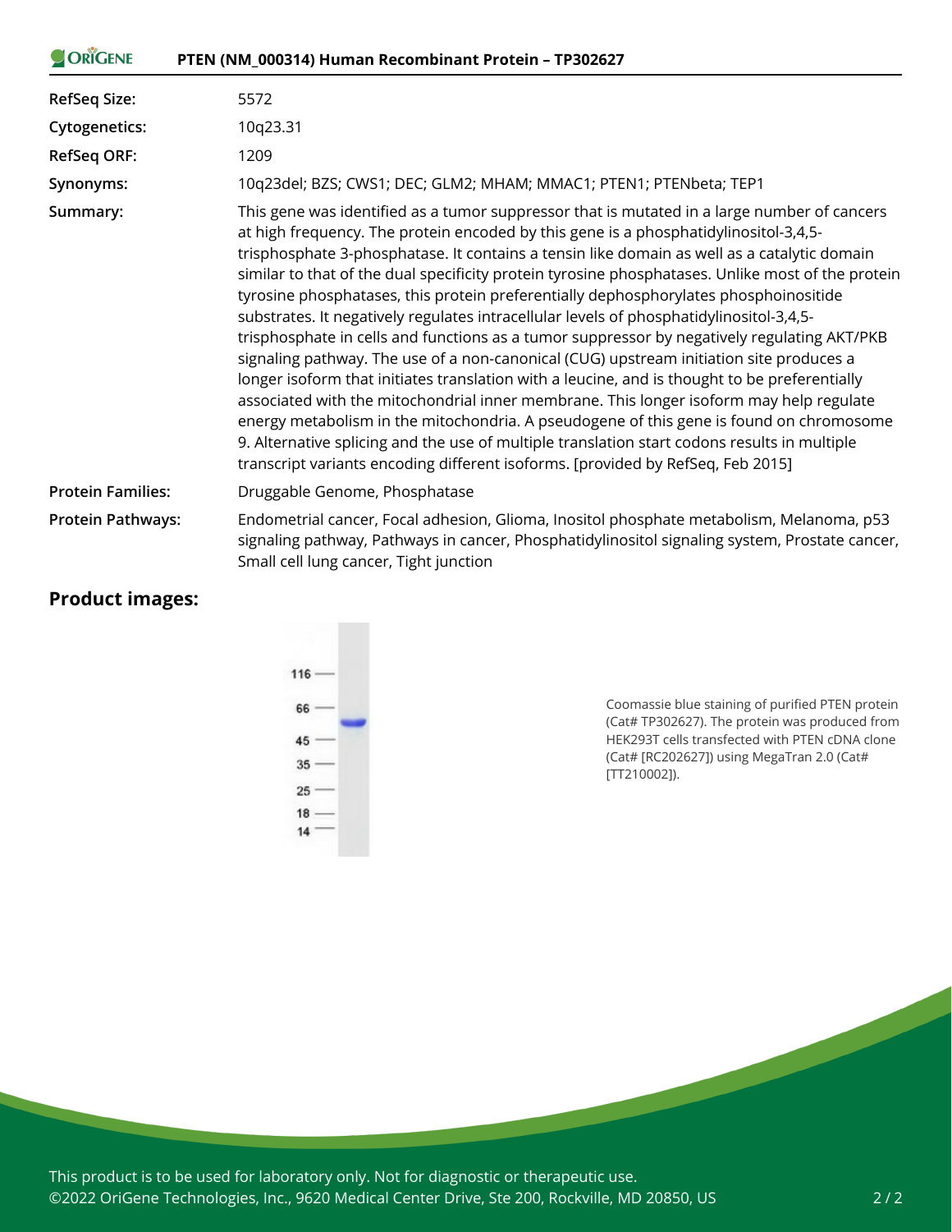| | |
|---|---|
| **RefSeq Size:** | 5572 |
| **Cytogenetics:** | 10q23.31 |
| **RefSeq ORF:** | 1209 |
| **Synonyms:** | 10q23del; BZS; CWS1; DEC; GLM2; MHAM; MMAC1; PTEN1; PTENbeta; TEP1 |
| **Summary:** | This gene was identified as a tumor suppressor that is mutated in a large number of cancers at high frequency. The protein encoded by this gene is a phosphatidylinositol-3,4,5-trisphosphate 3-phosphatase. It contains a tensin like domain as well as a catalytic domain similar to that of the dual specificity protein tyrosine phosphatases. Unlike most of the protein tyrosine phosphatases, this protein preferentially dephosphorylates phosphoinositide substrates. It negatively regulates intracellular levels of phosphatidylinositol-3,4,5-trisphosphate in cells and functions as a tumor suppressor by negatively regulating AKT/PKB signaling pathway. The use of a non-canonical (CUG) upstream initiation site produces a longer isoform that initiates translation with a leucine, and is thought to be preferentially associated with the mitochondrial inner membrane. This longer isoform may help regulate energy metabolism in the mitochondria. A pseudogene of this gene is found on chromosome 9. Alternative splicing and the use of multiple translation start codons results in multiple transcript variants encoding different isoforms. [provided by RefSeq, Feb 2015] |
| **Protein Families:** | Druggable Genome, Phosphatase |
| **Protein Pathways:** | Endometrial cancer, Focal adhesion, Glioma, Inositol phosphate metabolism, Melanoma, p53 signaling pathway, Pathways in cancer, Phosphatidylinositol signaling system, Prostate cancer, Small cell lung cancer, Tight junction |

## Product images:

116
66
45
35
25
18
14

Coomassie blue staining of purified PTEN protein (Cat# TP302627). The protein was produced from HEK293T cells transfected with PTEN cDNA clone (Cat# [RC202627]) using MegaTran 2.0 (Cat# [TT210002]).

This product is to be used for laboratory only. Not for diagnostic or therapeutic use.
©2022 OriGene Technologies, Inc., 9620 Medical Center Drive, Ste 200, Rockville, MD 20850, US